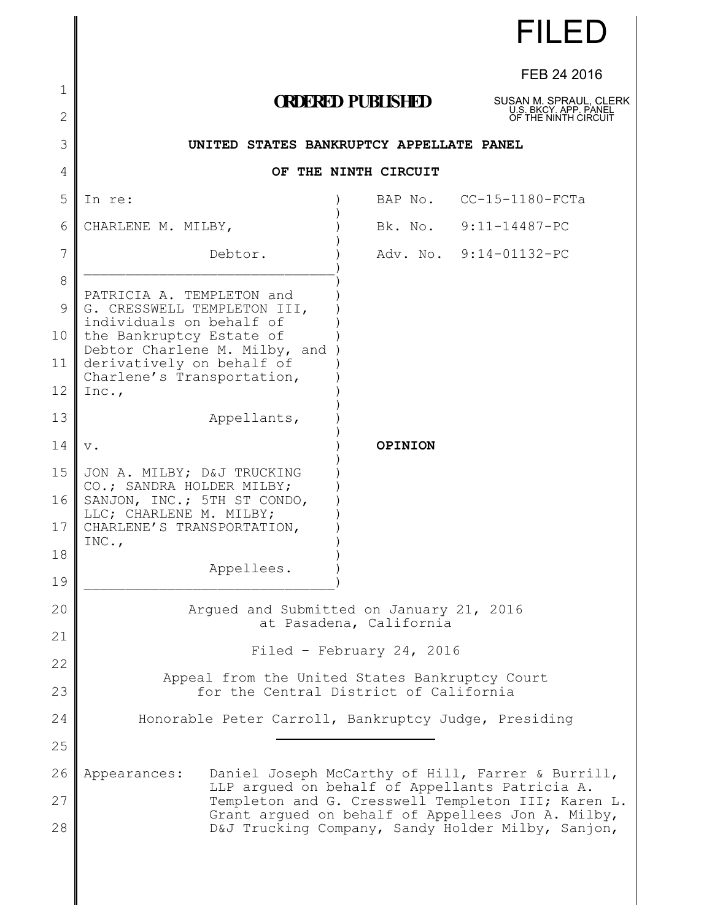FILED

FEB 24 2016

**ORDERED PUBLISHED**

SUSAN M. SPRAUL, CLERK
U.S. BKCY. APP. PANEL
OF THE NINTH CIRCUIT

**UNITED STATES BANKRUPTCY APPELLATE PANEL**

**OF THE NINTH CIRCUIT**

| | |
|---|---|
| In re: | BAP No. CC-15-1180-FCTa |
| CHARLENE M. MILBY, | Bk. No. 9:11-14487-PC |
| Debtor. | Adv. No. 9:14-01132-PC |
| PATRICIA A. TEMPLETON and G. CRESSWELL TEMPLETON III, individuals on behalf of the Bankruptcy Estate of Debtor Charlene M. Milby, and derivatively on behalf of Charlene's Transportation, Inc., | |
| Appellants, | |
| v. | **OPINION** |
| JON A. MILBY; D&J TRUCKING CO.; SANDRA HOLDER MILBY; SANJON, INC.; 5TH ST CONDO, LLC; CHARLENE M. MILBY; CHARLENE'S TRANSPORTATION, INC., | |
| Appellees. | |

Argued and Submitted on January 21, 2016
at Pasadena, California

Filed – February 24, 2016

Appeal from the United States Bankruptcy Court
for the Central District of California

Honorable Peter Carroll, Bankruptcy Judge, Presiding

---

Appearances: Daniel Joseph McCarthy of Hill, Farrer & Burrill, LLP argued on behalf of Appellants Patricia A. Templeton and G. Cresswell Templeton III; Karen L. Grant argued on behalf of Appellees Jon A. Milby, D&J Trucking Company, Sandy Holder Milby, Sanjon,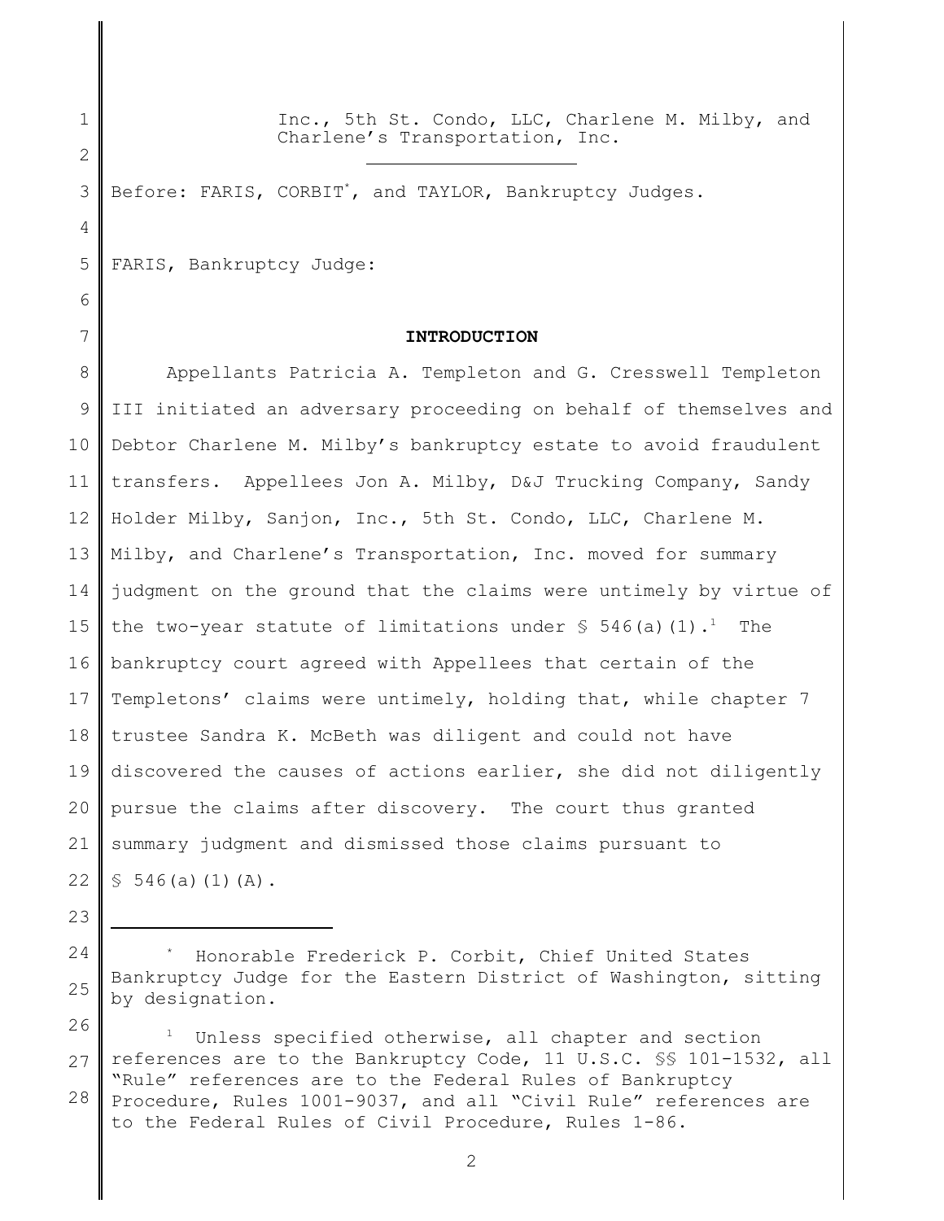Inc., 5th St. Condo, LLC, Charlene M. Milby, and Charlene's Transportation, Inc.

Before: FARIS, CORBIT*, and TAYLOR, Bankruptcy Judges.

FARIS, Bankruptcy Judge:

**INTRODUCTION**

Appellants Patricia A. Templeton and G. Cresswell Templeton III initiated an adversary proceeding on behalf of themselves and Debtor Charlene M. Milby's bankruptcy estate to avoid fraudulent transfers. Appellees Jon A. Milby, D&J Trucking Company, Sandy Holder Milby, Sanjon, Inc., 5th St. Condo, LLC, Charlene M. Milby, and Charlene's Transportation, Inc. moved for summary judgment on the ground that the claims were untimely by virtue of the two-year statute of limitations under § 546(a)(1).[1] The bankruptcy court agreed with Appellees that certain of the Templetons' claims were untimely, holding that, while chapter 7 trustee Sandra K. McBeth was diligent and could not have discovered the causes of actions earlier, she did not diligently pursue the claims after discovery. The court thus granted summary judgment and dismissed those claims pursuant to § 546(a)(1)(A).

---

* Honorable Frederick P. Corbit, Chief United States Bankruptcy Judge for the Eastern District of Washington, sitting by designation.

[1] Unless specified otherwise, all chapter and section references are to the Bankruptcy Code, 11 U.S.C. §§ 101-1532, all "Rule" references are to the Federal Rules of Bankruptcy Procedure, Rules 1001-9037, and all "Civil Rule" references are to the Federal Rules of Civil Procedure, Rules 1-86.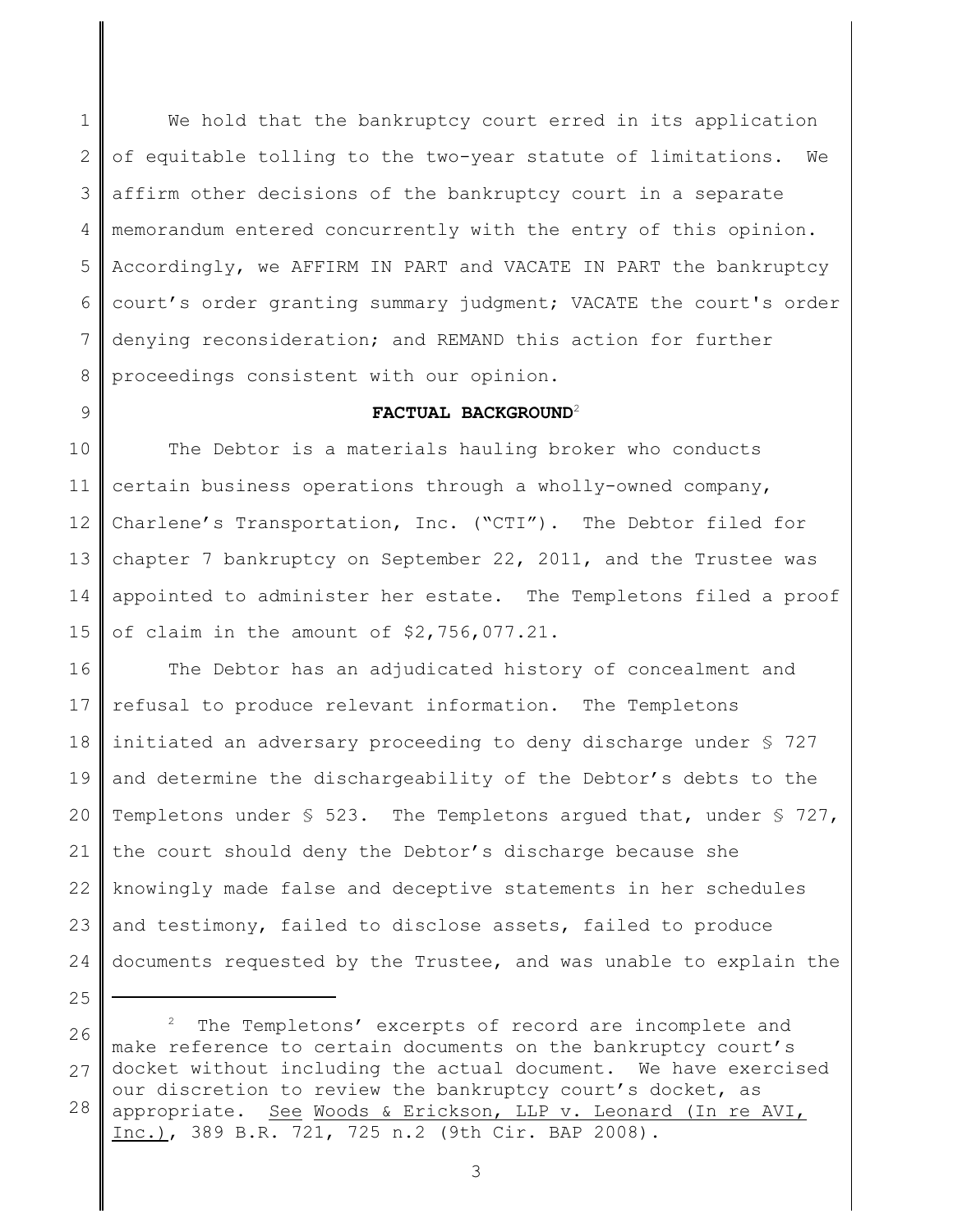We hold that the bankruptcy court erred in its application of equitable tolling to the two-year statute of limitations. We affirm other decisions of the bankruptcy court in a separate memorandum entered concurrently with the entry of this opinion. Accordingly, we AFFIRM IN PART and VACATE IN PART the bankruptcy court's order granting summary judgment; VACATE the court's order denying reconsideration; and REMAND this action for further proceedings consistent with our opinion.

## FACTUAL BACKGROUND[2]

The Debtor is a materials hauling broker who conducts certain business operations through a wholly-owned company, Charlene's Transportation, Inc. ("CTI"). The Debtor filed for chapter 7 bankruptcy on September 22, 2011, and the Trustee was appointed to administer her estate. The Templetons filed a proof of claim in the amount of $2,756,077.21.

The Debtor has an adjudicated history of concealment and refusal to produce relevant information. The Templetons initiated an adversary proceeding to deny discharge under § 727 and determine the dischargeability of the Debtor's debts to the Templetons under § 523. The Templetons argued that, under § 727, the court should deny the Debtor's discharge because she knowingly made false and deceptive statements in her schedules and testimony, failed to disclose assets, failed to produce documents requested by the Trustee, and was unable to explain the

---

[2] The Templetons' excerpts of record are incomplete and make reference to certain documents on the bankruptcy court's docket without including the actual document. We have exercised our discretion to review the bankruptcy court's docket, as appropriate. See Woods & Erickson, LLP v. Leonard (In re AVI, Inc.), 389 B.R. 721, 725 n.2 (9th Cir. BAP 2008).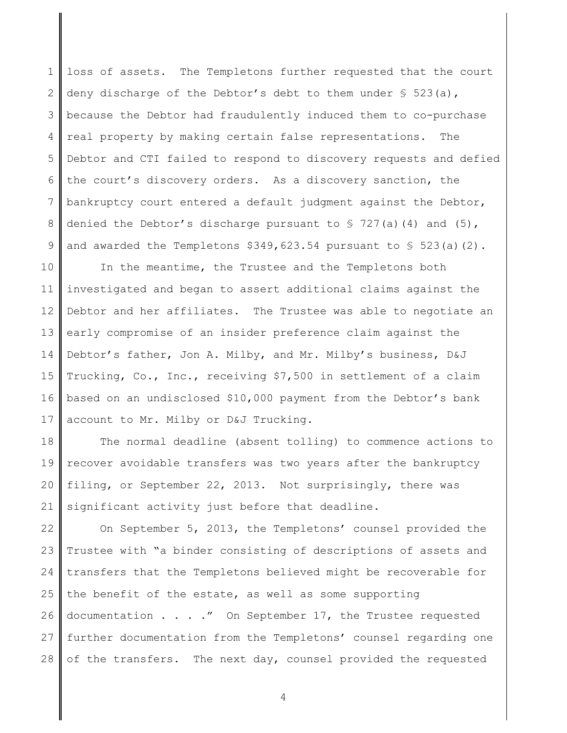loss of assets. The Templetons further requested that the court deny discharge of the Debtor's debt to them under § 523(a), because the Debtor had fraudulently induced them to co-purchase real property by making certain false representations. The Debtor and CTI failed to respond to discovery requests and defied the court's discovery orders. As a discovery sanction, the bankruptcy court entered a default judgment against the Debtor, denied the Debtor's discharge pursuant to § 727(a)(4) and (5), and awarded the Templetons $349,623.54 pursuant to § 523(a)(2).

In the meantime, the Trustee and the Templetons both investigated and began to assert additional claims against the Debtor and her affiliates. The Trustee was able to negotiate an early compromise of an insider preference claim against the Debtor's father, Jon A. Milby, and Mr. Milby's business, D&J Trucking, Co., Inc., receiving $7,500 in settlement of a claim based on an undisclosed $10,000 payment from the Debtor's bank account to Mr. Milby or D&J Trucking.

The normal deadline (absent tolling) to commence actions to recover avoidable transfers was two years after the bankruptcy filing, or September 22, 2013. Not surprisingly, there was significant activity just before that deadline.

On September 5, 2013, the Templetons' counsel provided the Trustee with "a binder consisting of descriptions of assets and transfers that the Templetons believed might be recoverable for the benefit of the estate, as well as some supporting documentation . . . ." On September 17, the Trustee requested further documentation from the Templetons' counsel regarding one of the transfers. The next day, counsel provided the requested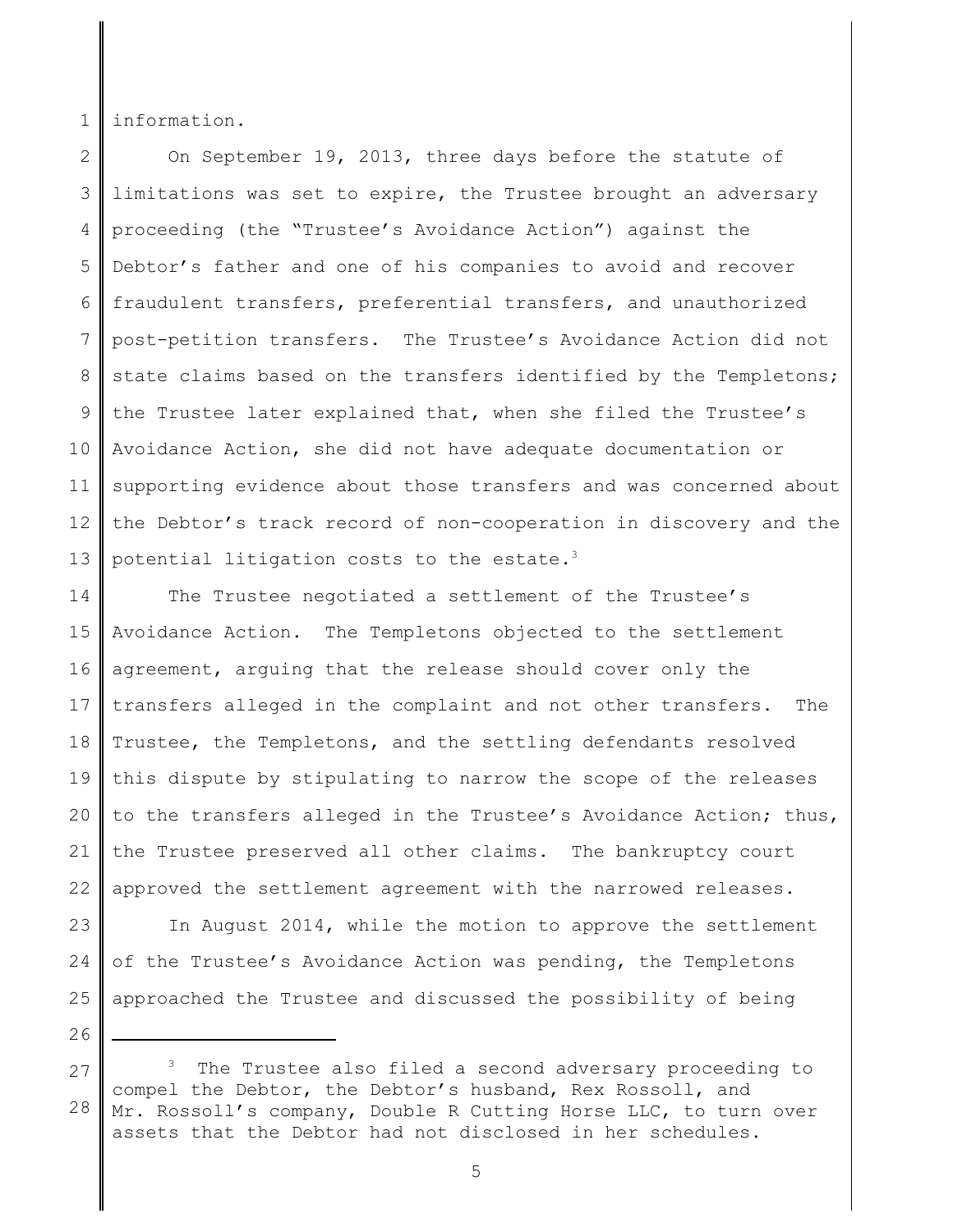information.

On September 19, 2013, three days before the statute of limitations was set to expire, the Trustee brought an adversary proceeding (the "Trustee's Avoidance Action") against the Debtor's father and one of his companies to avoid and recover fraudulent transfers, preferential transfers, and unauthorized post-petition transfers. The Trustee's Avoidance Action did not state claims based on the transfers identified by the Templetons; the Trustee later explained that, when she filed the Trustee's Avoidance Action, she did not have adequate documentation or supporting evidence about those transfers and was concerned about the Debtor's track record of non-cooperation in discovery and the potential litigation costs to the estate.[3]

The Trustee negotiated a settlement of the Trustee's Avoidance Action. The Templetons objected to the settlement agreement, arguing that the release should cover only the transfers alleged in the complaint and not other transfers. The Trustee, the Templetons, and the settling defendants resolved this dispute by stipulating to narrow the scope of the releases to the transfers alleged in the Trustee's Avoidance Action; thus, the Trustee preserved all other claims. The bankruptcy court approved the settlement agreement with the narrowed releases.

In August 2014, while the motion to approve the settlement of the Trustee's Avoidance Action was pending, the Templetons approached the Trustee and discussed the possibility of being

---

[3] The Trustee also filed a second adversary proceeding to compel the Debtor, the Debtor's husband, Rex Rossoll, and Mr. Rossoll's company, Double R Cutting Horse LLC, to turn over assets that the Debtor had not disclosed in her schedules.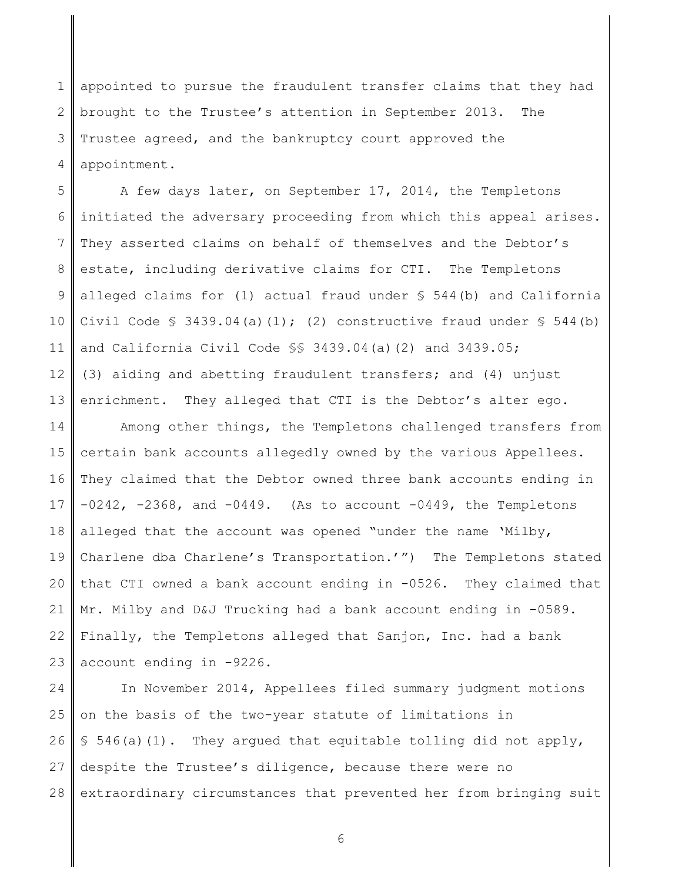appointed to pursue the fraudulent transfer claims that they had brought to the Trustee's attention in September 2013. The Trustee agreed, and the bankruptcy court approved the appointment.

A few days later, on September 17, 2014, the Templetons initiated the adversary proceeding from which this appeal arises. They asserted claims on behalf of themselves and the Debtor's estate, including derivative claims for CTI. The Templetons alleged claims for (1) actual fraud under § 544(b) and California Civil Code § 3439.04(a)(1); (2) constructive fraud under § 544(b) and California Civil Code §§ 3439.04(a)(2) and 3439.05; (3) aiding and abetting fraudulent transfers; and (4) unjust enrichment. They alleged that CTI is the Debtor's alter ego.

Among other things, the Templetons challenged transfers from certain bank accounts allegedly owned by the various Appellees. They claimed that the Debtor owned three bank accounts ending in -0242, -2368, and -0449. (As to account -0449, the Templetons alleged that the account was opened "under the name 'Milby, Charlene dba Charlene's Transportation.'") The Templetons stated that CTI owned a bank account ending in -0526. They claimed that Mr. Milby and D&J Trucking had a bank account ending in -0589. Finally, the Templetons alleged that Sanjon, Inc. had a bank account ending in -9226.

In November 2014, Appellees filed summary judgment motions on the basis of the two-year statute of limitations in § 546(a)(1). They argued that equitable tolling did not apply, despite the Trustee's diligence, because there were no extraordinary circumstances that prevented her from bringing suit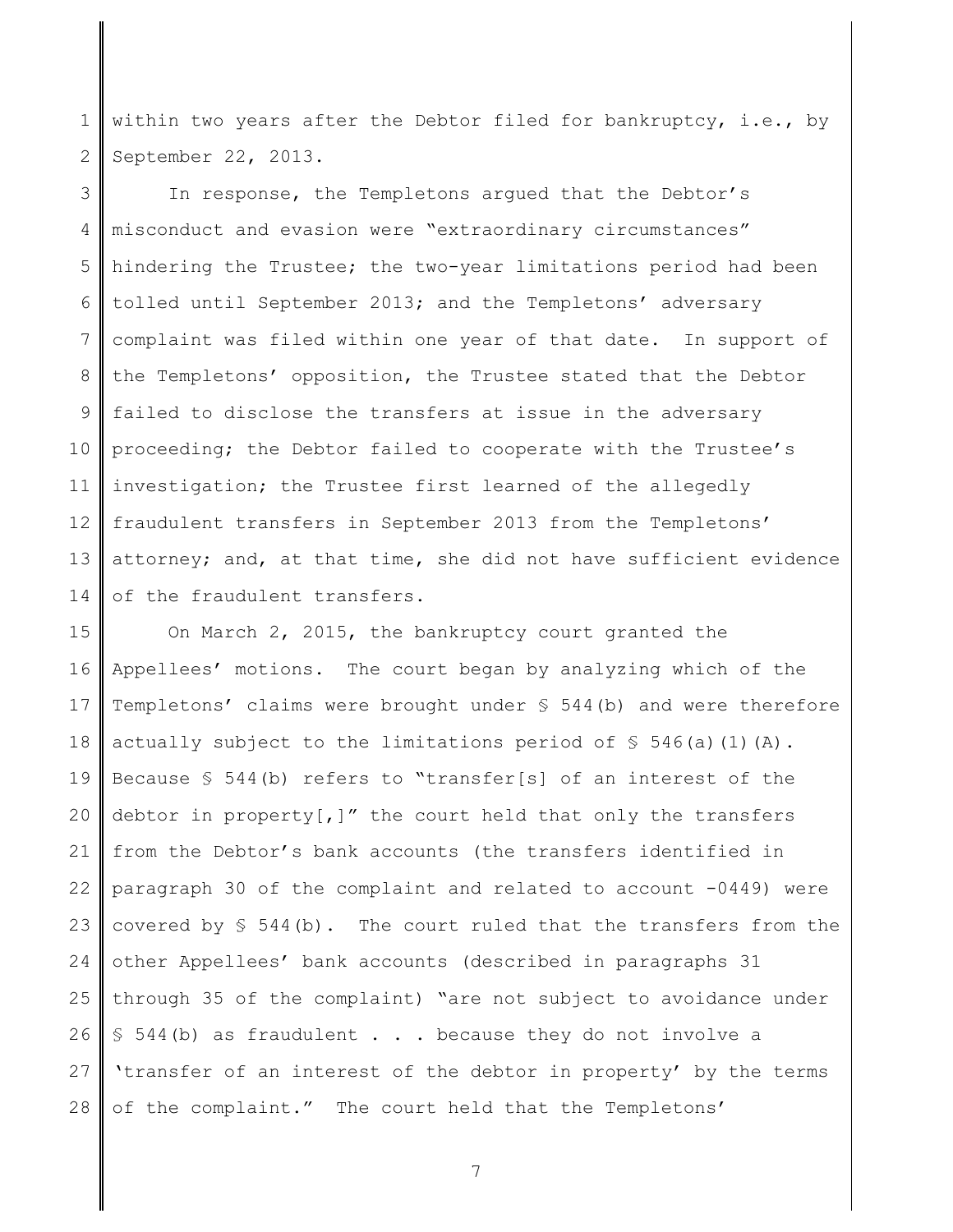within two years after the Debtor filed for bankruptcy, i.e., by September 22, 2013.

In response, the Templetons argued that the Debtor's misconduct and evasion were "extraordinary circumstances" hindering the Trustee; the two-year limitations period had been tolled until September 2013; and the Templetons' adversary complaint was filed within one year of that date. In support of the Templetons' opposition, the Trustee stated that the Debtor failed to disclose the transfers at issue in the adversary proceeding; the Debtor failed to cooperate with the Trustee's investigation; the Trustee first learned of the allegedly fraudulent transfers in September 2013 from the Templetons' attorney; and, at that time, she did not have sufficient evidence of the fraudulent transfers.

On March 2, 2015, the bankruptcy court granted the Appellees' motions. The court began by analyzing which of the Templetons' claims were brought under § 544(b) and were therefore actually subject to the limitations period of § 546(a)(1)(A). Because § 544(b) refers to "transfer[s] of an interest of the debtor in property[,]" the court held that only the transfers from the Debtor's bank accounts (the transfers identified in paragraph 30 of the complaint and related to account -0449) were covered by § 544(b). The court ruled that the transfers from the other Appellees' bank accounts (described in paragraphs 31 through 35 of the complaint) "are not subject to avoidance under § 544(b) as fraudulent . . . because they do not involve a 'transfer of an interest of the debtor in property' by the terms of the complaint." The court held that the Templetons'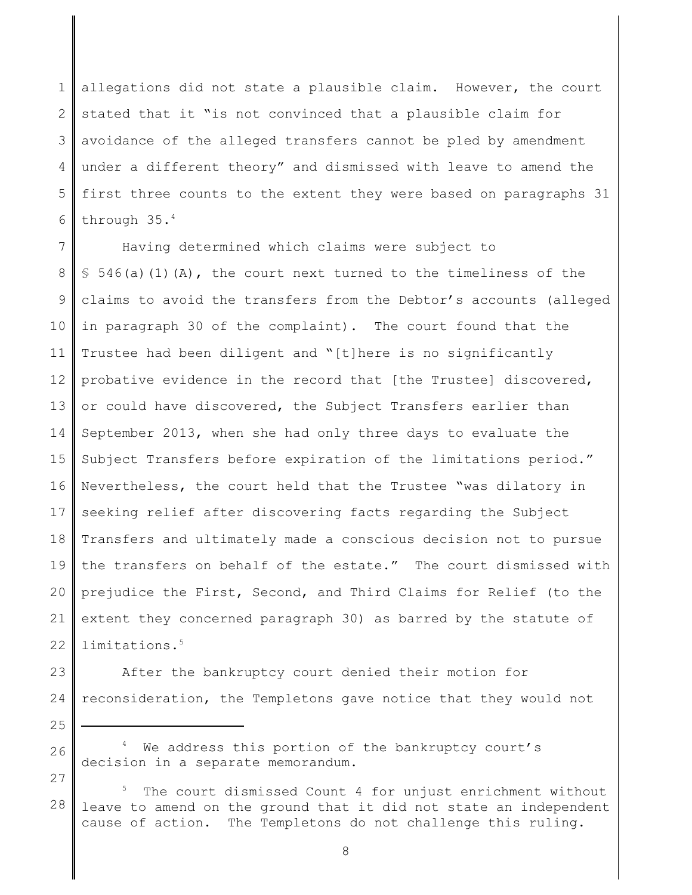allegations did not state a plausible claim. However, the court stated that it "is not convinced that a plausible claim for avoidance of the alleged transfers cannot be pled by amendment under a different theory" and dismissed with leave to amend the first three counts to the extent they were based on paragraphs 31 through 35.[4]

Having determined which claims were subject to § 546(a)(1)(A), the court next turned to the timeliness of the claims to avoid the transfers from the Debtor's accounts (alleged in paragraph 30 of the complaint). The court found that the Trustee had been diligent and "[t]here is no significantly probative evidence in the record that [the Trustee] discovered, or could have discovered, the Subject Transfers earlier than September 2013, when she had only three days to evaluate the Subject Transfers before expiration of the limitations period." Nevertheless, the court held that the Trustee "was dilatory in seeking relief after discovering facts regarding the Subject Transfers and ultimately made a conscious decision not to pursue the transfers on behalf of the estate." The court dismissed with prejudice the First, Second, and Third Claims for Relief (to the extent they concerned paragraph 30) as barred by the statute of limitations.[5]

After the bankruptcy court denied their motion for reconsideration, the Templetons gave notice that they would not

---

[4] We address this portion of the bankruptcy court's decision in a separate memorandum.

[5] The court dismissed Count 4 for unjust enrichment without leave to amend on the ground that it did not state an independent cause of action. The Templetons do not challenge this ruling.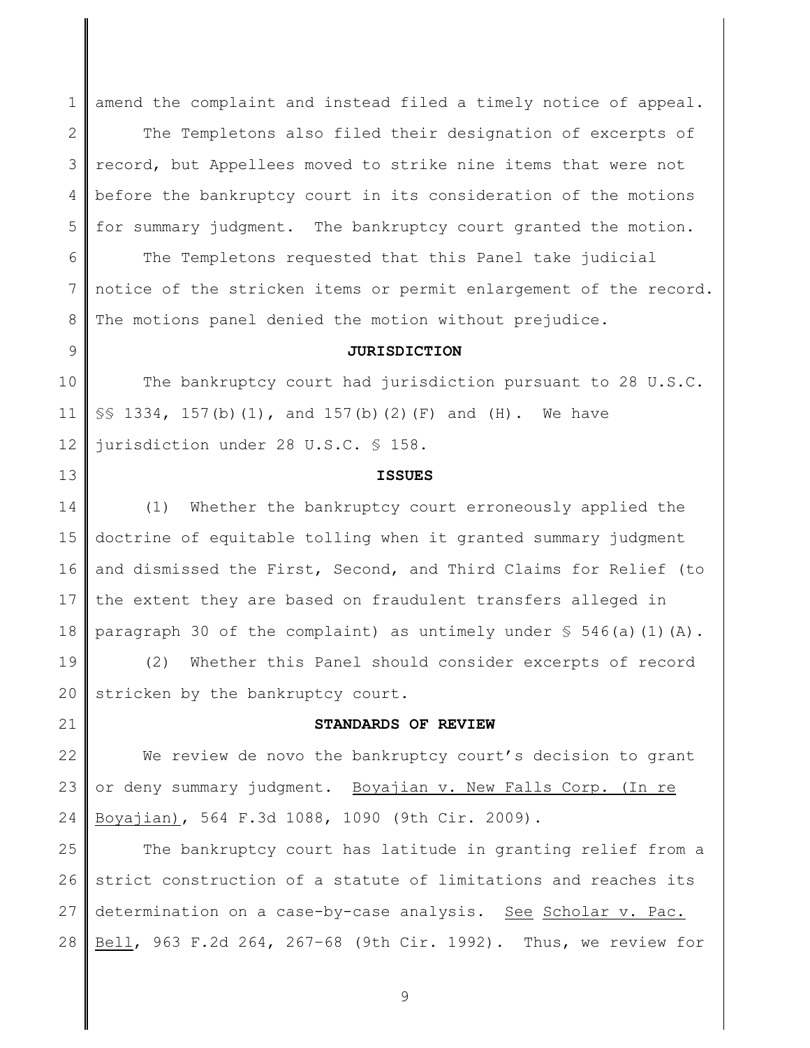amend the complaint and instead filed a timely notice of appeal.

The Templetons also filed their designation of excerpts of record, but Appellees moved to strike nine items that were not before the bankruptcy court in its consideration of the motions for summary judgment. The bankruptcy court granted the motion.

The Templetons requested that this Panel take judicial notice of the stricken items or permit enlargement of the record. The motions panel denied the motion without prejudice.

**JURISDICTION**

The bankruptcy court had jurisdiction pursuant to 28 U.S.C. §§ 1334, 157(b)(1), and 157(b)(2)(F) and (H). We have jurisdiction under 28 U.S.C. § 158.

**ISSUES**

(1) Whether the bankruptcy court erroneously applied the doctrine of equitable tolling when it granted summary judgment and dismissed the First, Second, and Third Claims for Relief (to the extent they are based on fraudulent transfers alleged in paragraph 30 of the complaint) as untimely under § 546(a)(1)(A).

(2) Whether this Panel should consider excerpts of record stricken by the bankruptcy court.

**STANDARDS OF REVIEW**

We review de novo the bankruptcy court's decision to grant or deny summary judgment. Boyajian v. New Falls Corp. (In re Boyajian), 564 F.3d 1088, 1090 (9th Cir. 2009).

The bankruptcy court has latitude in granting relief from a strict construction of a statute of limitations and reaches its determination on a case-by-case analysis. See Scholar v. Pac. Bell, 963 F.2d 264, 267–68 (9th Cir. 1992). Thus, we review for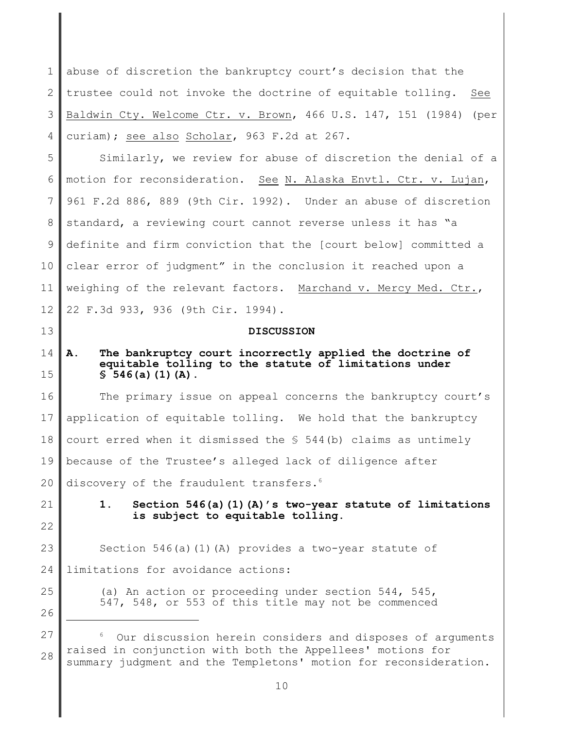abuse of discretion the bankruptcy court's decision that the trustee could not invoke the doctrine of equitable tolling. See Baldwin Cty. Welcome Ctr. v. Brown, 466 U.S. 147, 151 (1984) (per curiam); see also Scholar, 963 F.2d at 267.

Similarly, we review for abuse of discretion the denial of a motion for reconsideration. See N. Alaska Envtl. Ctr. v. Lujan, 961 F.2d 886, 889 (9th Cir. 1992). Under an abuse of discretion standard, a reviewing court cannot reverse unless it has "a definite and firm conviction that the [court below] committed a clear error of judgment" in the conclusion it reached upon a weighing of the relevant factors. Marchand v. Mercy Med. Ctr., 22 F.3d 933, 936 (9th Cir. 1994).

## DISCUSSION

### A. The bankruptcy court incorrectly applied the doctrine of equitable tolling to the statute of limitations under § 546(a)(1)(A).

The primary issue on appeal concerns the bankruptcy court's application of equitable tolling. We hold that the bankruptcy court erred when it dismissed the § 544(b) claims as untimely because of the Trustee's alleged lack of diligence after discovery of the fraudulent transfers.[6]

#### 1. Section 546(a)(1)(A)'s two-year statute of limitations is subject to equitable tolling.

Section 546(a)(1)(A) provides a two-year statute of limitations for avoidance actions:

> (a) An action or proceeding under section 544, 545, 547, 548, or 553 of this title may not be commenced

---

[6] Our discussion herein considers and disposes of arguments raised in conjunction with both the Appellees' motions for summary judgment and the Templetons' motion for reconsideration.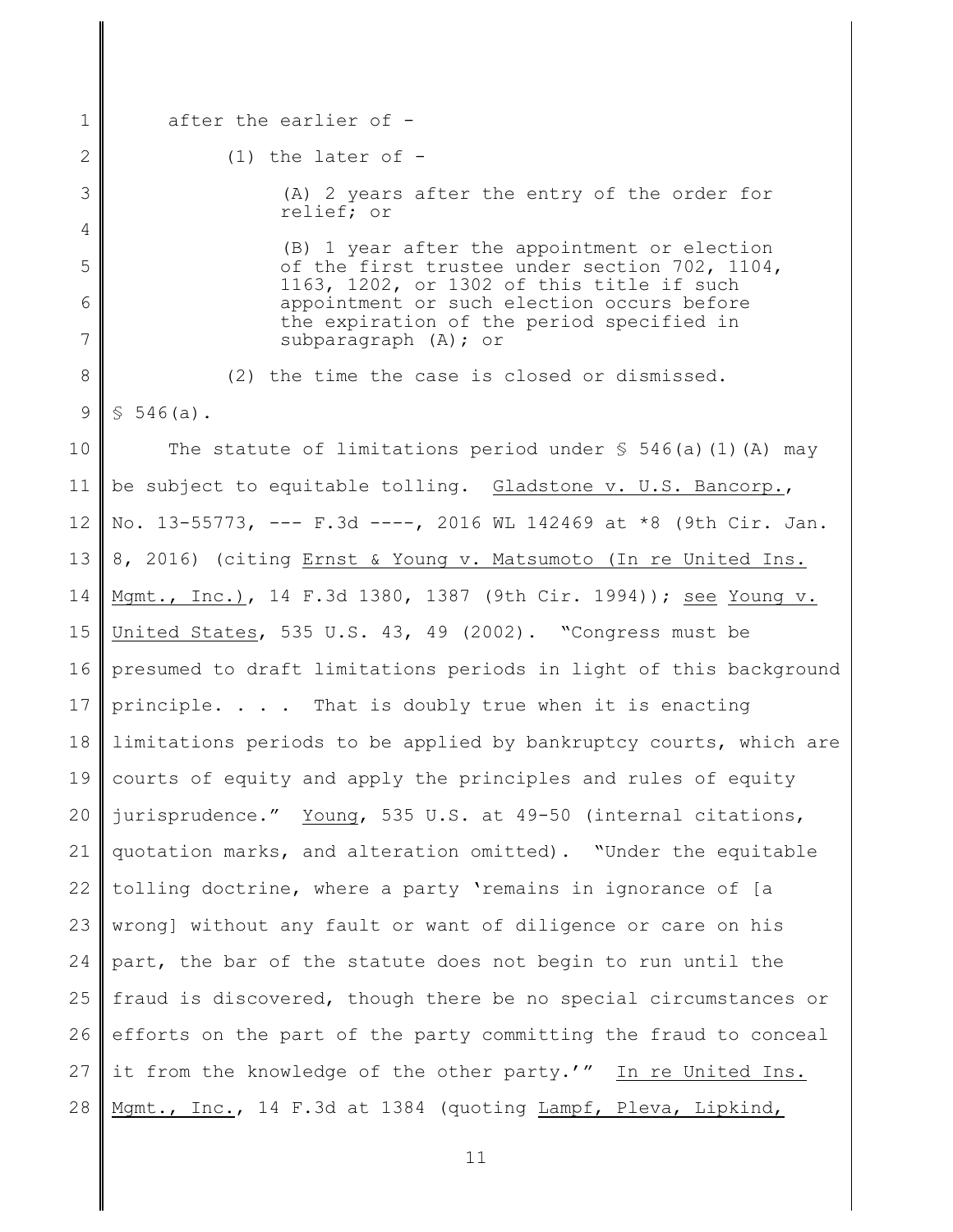after the earlier of -

(1) the later of -

(A) 2 years after the entry of the order for relief; or

(B) 1 year after the appointment or election of the first trustee under section 702, 1104, 1163, 1202, or 1302 of this title if such appointment or such election occurs before the expiration of the period specified in subparagraph (A); or

(2) the time the case is closed or dismissed.

§ 546(a).

The statute of limitations period under § 546(a)(1)(A) may be subject to equitable tolling. Gladstone v. U.S. Bancorp., No. 13-55773, --- F.3d ----, 2016 WL 142469 at *8 (9th Cir. Jan. 8, 2016) (citing Ernst & Young v. Matsumoto (In re United Ins. Mgmt., Inc.), 14 F.3d 1380, 1387 (9th Cir. 1994)); see Young v. United States, 535 U.S. 43, 49 (2002). "Congress must be presumed to draft limitations periods in light of this background principle. . . . That is doubly true when it is enacting limitations periods to be applied by bankruptcy courts, which are courts of equity and apply the principles and rules of equity jurisprudence." Young, 535 U.S. at 49-50 (internal citations, quotation marks, and alteration omitted). "Under the equitable tolling doctrine, where a party 'remains in ignorance of [a wrong] without any fault or want of diligence or care on his part, the bar of the statute does not begin to run until the fraud is discovered, though there be no special circumstances or efforts on the part of the party committing the fraud to conceal it from the knowledge of the other party.'" In re United Ins. Mgmt., Inc., 14 F.3d at 1384 (quoting Lampf, Pleva, Lipkind,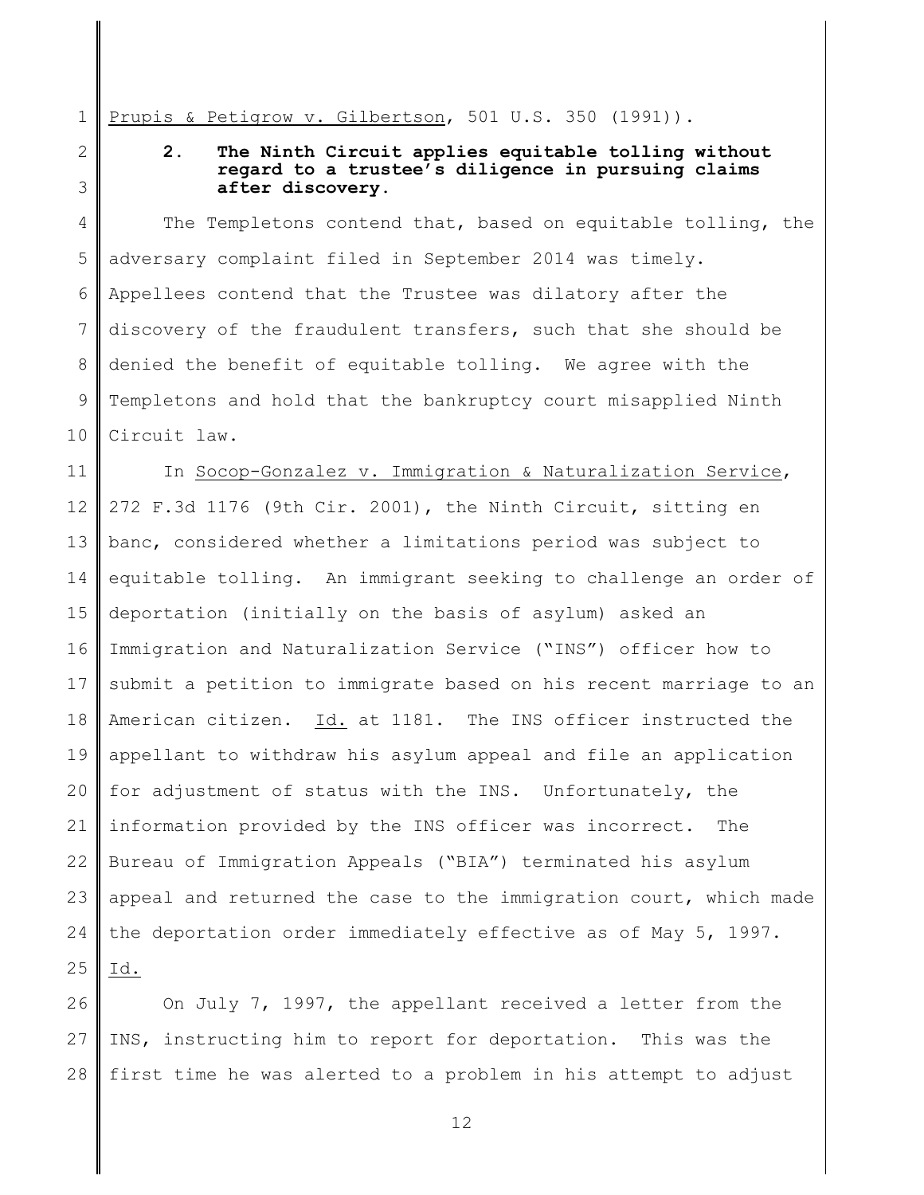Prupis & Petigrow v. Gilbertson, 501 U.S. 350 (1991)).

### 2. The Ninth Circuit applies equitable tolling without regard to a trustee's diligence in pursuing claims after discovery.

The Templetons contend that, based on equitable tolling, the adversary complaint filed in September 2014 was timely. Appellees contend that the Trustee was dilatory after the discovery of the fraudulent transfers, such that she should be denied the benefit of equitable tolling. We agree with the Templetons and hold that the bankruptcy court misapplied Ninth Circuit law.

In Socop-Gonzalez v. Immigration & Naturalization Service, 272 F.3d 1176 (9th Cir. 2001), the Ninth Circuit, sitting en banc, considered whether a limitations period was subject to equitable tolling. An immigrant seeking to challenge an order of deportation (initially on the basis of asylum) asked an Immigration and Naturalization Service ("INS") officer how to submit a petition to immigrate based on his recent marriage to an American citizen. Id. at 1181. The INS officer instructed the appellant to withdraw his asylum appeal and file an application for adjustment of status with the INS. Unfortunately, the information provided by the INS officer was incorrect. The Bureau of Immigration Appeals ("BIA") terminated his asylum appeal and returned the case to the immigration court, which made the deportation order immediately effective as of May 5, 1997. Id.

On July 7, 1997, the appellant received a letter from the INS, instructing him to report for deportation. This was the first time he was alerted to a problem in his attempt to adjust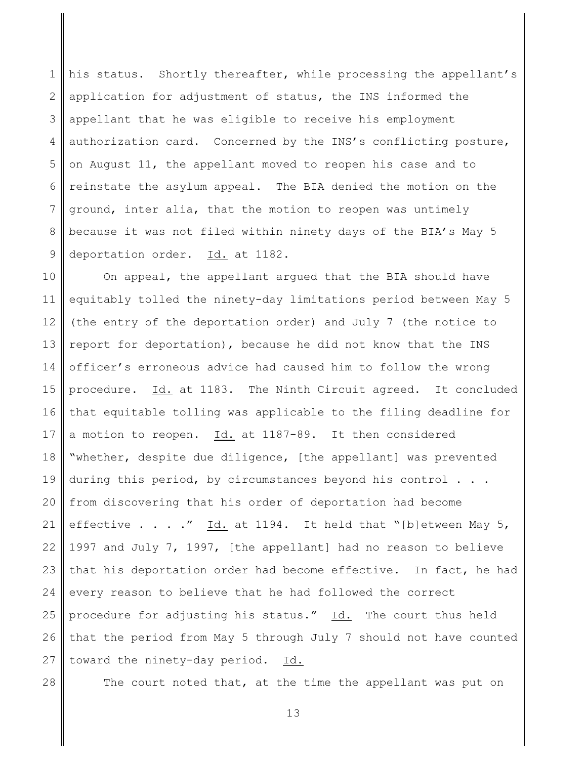his status. Shortly thereafter, while processing the appellant's application for adjustment of status, the INS informed the appellant that he was eligible to receive his employment authorization card. Concerned by the INS's conflicting posture, on August 11, the appellant moved to reopen his case and to reinstate the asylum appeal. The BIA denied the motion on the ground, inter alia, that the motion to reopen was untimely because it was not filed within ninety days of the BIA's May 5 deportation order. Id. at 1182.

On appeal, the appellant argued that the BIA should have equitably tolled the ninety-day limitations period between May 5 (the entry of the deportation order) and July 7 (the notice to report for deportation), because he did not know that the INS officer's erroneous advice had caused him to follow the wrong procedure. Id. at 1183. The Ninth Circuit agreed. It concluded that equitable tolling was applicable to the filing deadline for a motion to reopen. Id. at 1187-89. It then considered "whether, despite due diligence, [the appellant] was prevented during this period, by circumstances beyond his control . . . from discovering that his order of deportation had become effective . . . ." Id. at 1194. It held that "[b]etween May 5, 1997 and July 7, 1997, [the appellant] had no reason to believe that his deportation order had become effective. In fact, he had every reason to believe that he had followed the correct procedure for adjusting his status." Id. The court thus held that the period from May 5 through July 7 should not have counted toward the ninety-day period. Id.

The court noted that, at the time the appellant was put on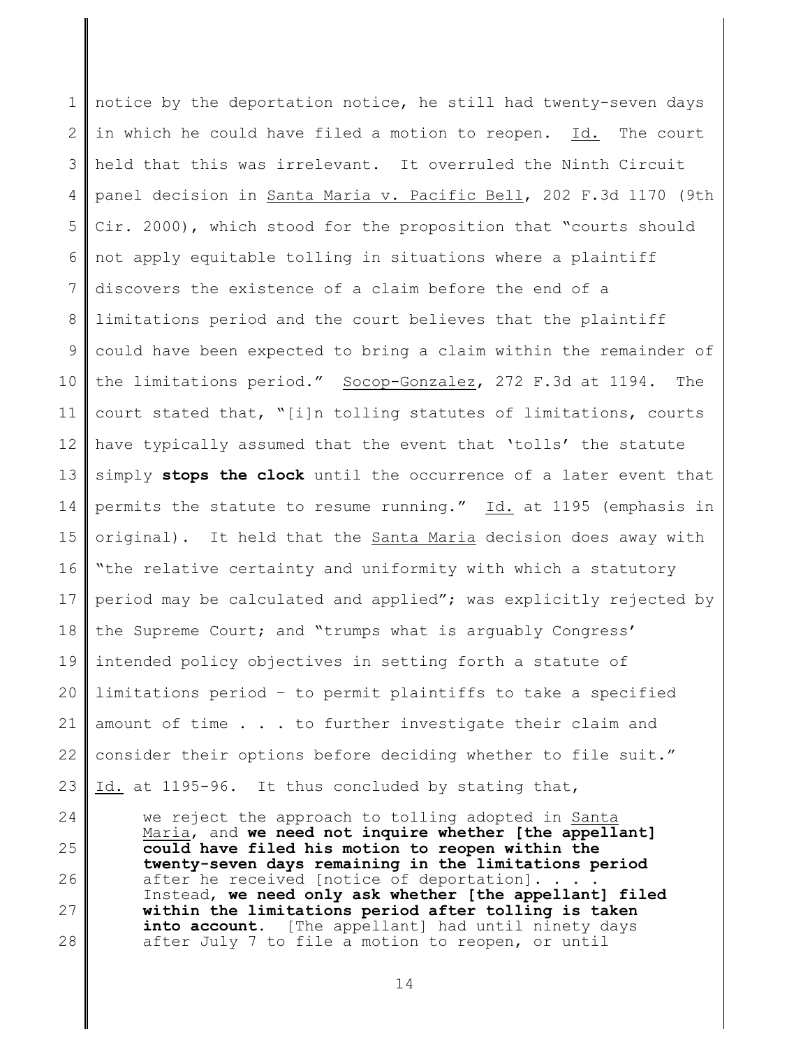notice by the deportation notice, he still had twenty-seven days in which he could have filed a motion to reopen. Id. The court held that this was irrelevant. It overruled the Ninth Circuit panel decision in Santa Maria v. Pacific Bell, 202 F.3d 1170 (9th Cir. 2000), which stood for the proposition that "courts should not apply equitable tolling in situations where a plaintiff discovers the existence of a claim before the end of a limitations period and the court believes that the plaintiff could have been expected to bring a claim within the remainder of the limitations period." Socop-Gonzalez, 272 F.3d at 1194. The court stated that, "[i]n tolling statutes of limitations, courts have typically assumed that the event that 'tolls' the statute simply **stops the clock** until the occurrence of a later event that permits the statute to resume running." Id. at 1195 (emphasis in original). It held that the Santa Maria decision does away with "the relative certainty and uniformity with which a statutory period may be calculated and applied"; was explicitly rejected by the Supreme Court; and "trumps what is arguably Congress' intended policy objectives in setting forth a statute of limitations period – to permit plaintiffs to take a specified amount of time . . . to further investigate their claim and consider their options before deciding whether to file suit." Id. at 1195-96. It thus concluded by stating that,

> we reject the approach to tolling adopted in Santa Maria, and **we need not inquire whether [the appellant] could have filed his motion to reopen within the twenty-seven days remaining in the limitations period** after he received [notice of deportation]. . . . Instead, **we need only ask whether [the appellant] filed within the limitations period after tolling is taken into account**. [The appellant] had until ninety days after July 7 to file a motion to reopen, or until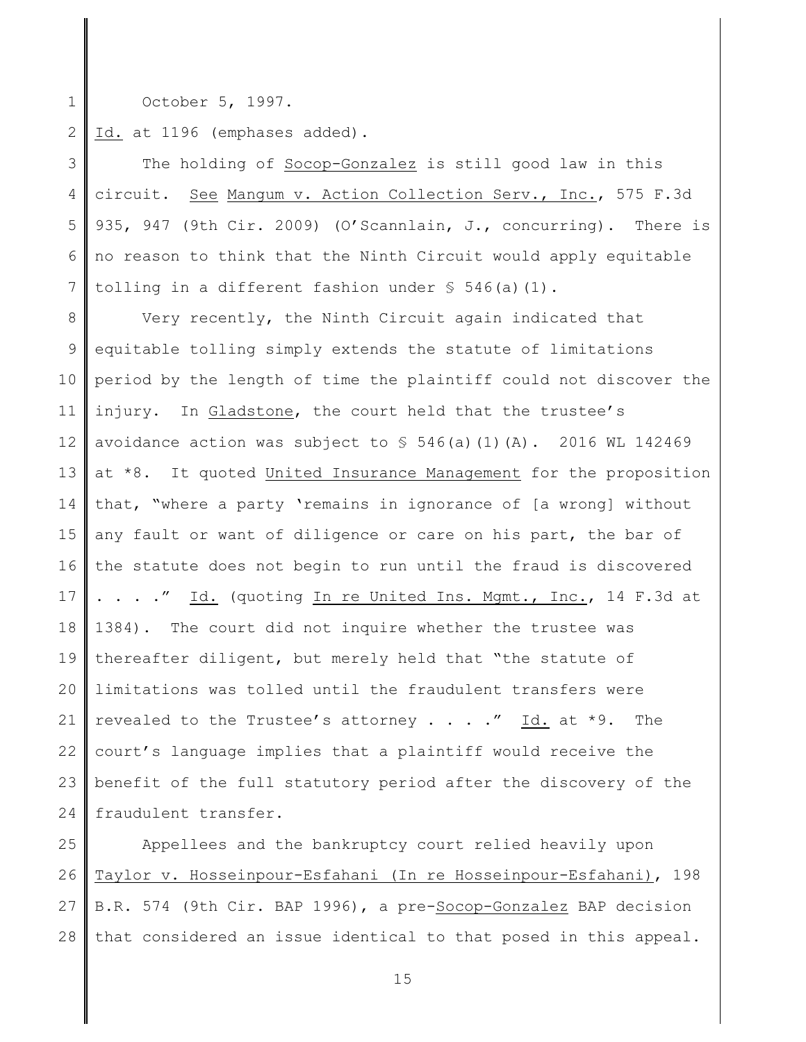October 5, 1997.

Id. at 1196 (emphases added).

The holding of Socop-Gonzalez is still good law in this circuit. See Mangum v. Action Collection Serv., Inc., 575 F.3d 935, 947 (9th Cir. 2009) (O'Scannlain, J., concurring). There is no reason to think that the Ninth Circuit would apply equitable tolling in a different fashion under § 546(a)(1).

Very recently, the Ninth Circuit again indicated that equitable tolling simply extends the statute of limitations period by the length of time the plaintiff could not discover the injury. In Gladstone, the court held that the trustee's avoidance action was subject to § 546(a)(1)(A). 2016 WL 142469 at *8. It quoted United Insurance Management for the proposition that, "where a party 'remains in ignorance of [a wrong] without any fault or want of diligence or care on his part, the bar of the statute does not begin to run until the fraud is discovered . . . ." Id. (quoting In re United Ins. Mgmt., Inc., 14 F.3d at 1384). The court did not inquire whether the trustee was thereafter diligent, but merely held that "the statute of limitations was tolled until the fraudulent transfers were revealed to the Trustee's attorney . . . ." Id. at *9. The court's language implies that a plaintiff would receive the benefit of the full statutory period after the discovery of the fraudulent transfer.

Appellees and the bankruptcy court relied heavily upon Taylor v. Hosseinpour-Esfahani (In re Hosseinpour-Esfahani), 198 B.R. 574 (9th Cir. BAP 1996), a pre-Socop-Gonzalez BAP decision that considered an issue identical to that posed in this appeal.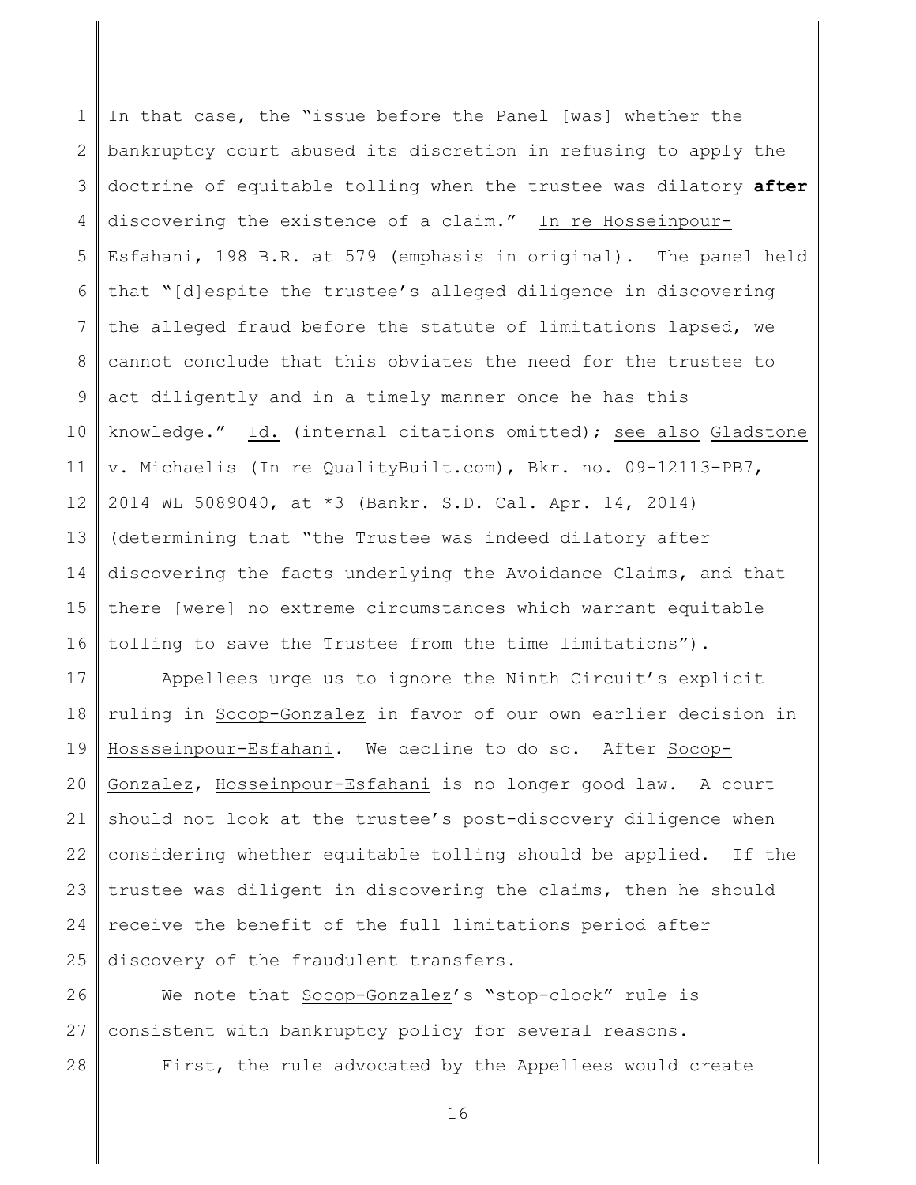In that case, the "issue before the Panel [was] whether the bankruptcy court abused its discretion in refusing to apply the doctrine of equitable tolling when the trustee was dilatory **after** discovering the existence of a claim." In re Hosseinpour-Esfahani, 198 B.R. at 579 (emphasis in original). The panel held that "[d]espite the trustee's alleged diligence in discovering the alleged fraud before the statute of limitations lapsed, we cannot conclude that this obviates the need for the trustee to act diligently and in a timely manner once he has this knowledge." Id. (internal citations omitted); see also Gladstone v. Michaelis (In re QualityBuilt.com), Bkr. no. 09-12113-PB7, 2014 WL 5089040, at *3 (Bankr. S.D. Cal. Apr. 14, 2014) (determining that "the Trustee was indeed dilatory after discovering the facts underlying the Avoidance Claims, and that there [were] no extreme circumstances which warrant equitable tolling to save the Trustee from the time limitations").

Appellees urge us to ignore the Ninth Circuit's explicit ruling in Socop-Gonzalez in favor of our own earlier decision in Hossseinpour-Esfahani. We decline to do so. After Socop-Gonzalez, Hosseinpour-Esfahani is no longer good law. A court should not look at the trustee's post-discovery diligence when considering whether equitable tolling should be applied. If the trustee was diligent in discovering the claims, then he should receive the benefit of the full limitations period after discovery of the fraudulent transfers.

We note that Socop-Gonzalez's "stop-clock" rule is consistent with bankruptcy policy for several reasons.

First, the rule advocated by the Appellees would create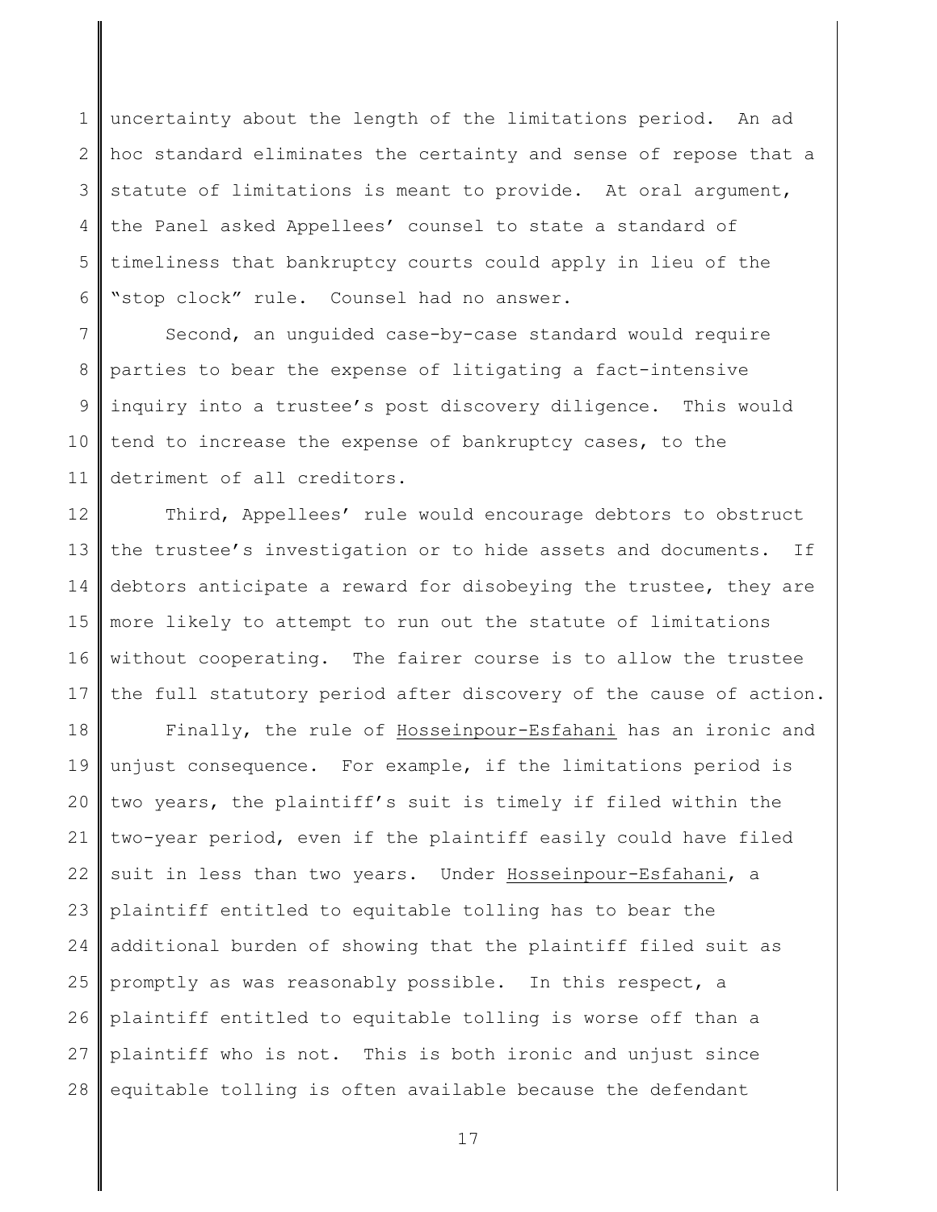uncertainty about the length of the limitations period. An ad hoc standard eliminates the certainty and sense of repose that a statute of limitations is meant to provide. At oral argument, the Panel asked Appellees' counsel to state a standard of timeliness that bankruptcy courts could apply in lieu of the "stop clock" rule. Counsel had no answer.

Second, an unguided case-by-case standard would require parties to bear the expense of litigating a fact-intensive inquiry into a trustee's post discovery diligence. This would tend to increase the expense of bankruptcy cases, to the detriment of all creditors.

Third, Appellees' rule would encourage debtors to obstruct the trustee's investigation or to hide assets and documents. If debtors anticipate a reward for disobeying the trustee, they are more likely to attempt to run out the statute of limitations without cooperating. The fairer course is to allow the trustee the full statutory period after discovery of the cause of action.

Finally, the rule of Hosseinpour-Esfahani has an ironic and unjust consequence. For example, if the limitations period is two years, the plaintiff's suit is timely if filed within the two-year period, even if the plaintiff easily could have filed suit in less than two years. Under Hosseinpour-Esfahani, a plaintiff entitled to equitable tolling has to bear the additional burden of showing that the plaintiff filed suit as promptly as was reasonably possible. In this respect, a plaintiff entitled to equitable tolling is worse off than a plaintiff who is not. This is both ironic and unjust since equitable tolling is often available because the defendant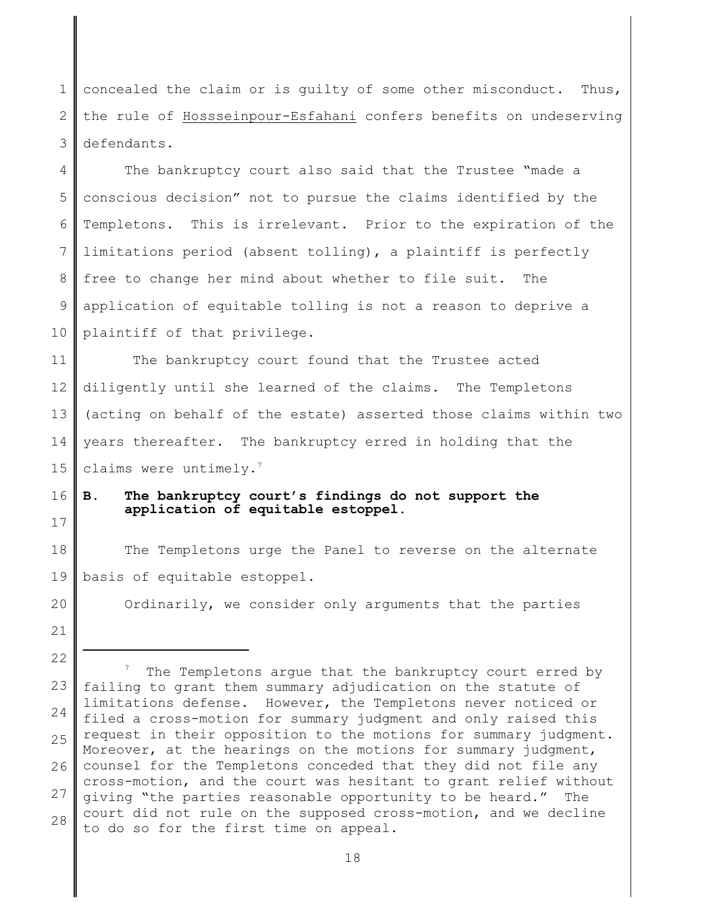concealed the claim or is guilty of some other misconduct. Thus, the rule of Hossseinpour-Esfahani confers benefits on undeserving defendants.

The bankruptcy court also said that the Trustee "made a conscious decision" not to pursue the claims identified by the Templetons. This is irrelevant. Prior to the expiration of the limitations period (absent tolling), a plaintiff is perfectly free to change her mind about whether to file suit. The application of equitable tolling is not a reason to deprive a plaintiff of that privilege.

The bankruptcy court found that the Trustee acted diligently until she learned of the claims. The Templetons (acting on behalf of the estate) asserted those claims within two years thereafter. The bankruptcy erred in holding that the claims were untimely.[7]

**B. The bankruptcy court's findings do not support the application of equitable estoppel.**

The Templetons urge the Panel to reverse on the alternate basis of equitable estoppel.

Ordinarily, we consider only arguments that the parties

---

[7] The Templetons argue that the bankruptcy court erred by failing to grant them summary adjudication on the statute of limitations defense. However, the Templetons never noticed or filed a cross-motion for summary judgment and only raised this request in their opposition to the motions for summary judgment. Moreover, at the hearings on the motions for summary judgment, counsel for the Templetons conceded that they did not file any cross-motion, and the court was hesitant to grant relief without giving "the parties reasonable opportunity to be heard." The court did not rule on the supposed cross-motion, and we decline to do so for the first time on appeal.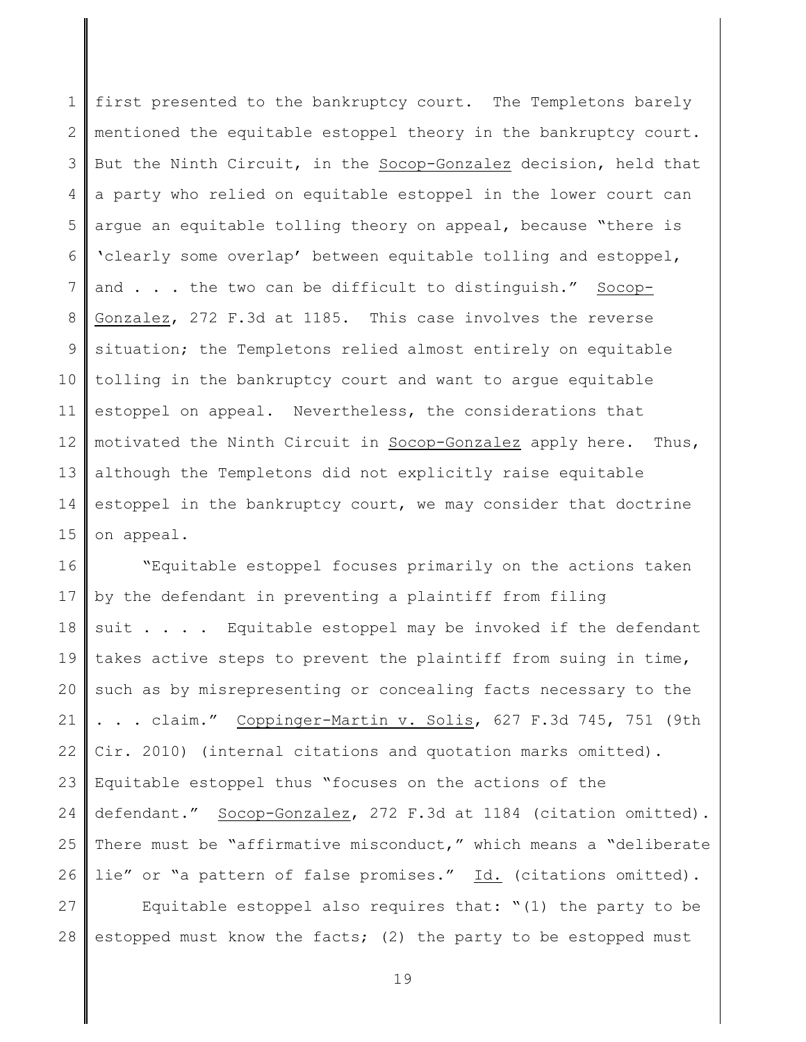first presented to the bankruptcy court. The Templetons barely mentioned the equitable estoppel theory in the bankruptcy court. But the Ninth Circuit, in the Socop-Gonzalez decision, held that a party who relied on equitable estoppel in the lower court can argue an equitable tolling theory on appeal, because "there is 'clearly some overlap' between equitable tolling and estoppel, and . . . the two can be difficult to distinguish." Socop-Gonzalez, 272 F.3d at 1185. This case involves the reverse situation; the Templetons relied almost entirely on equitable tolling in the bankruptcy court and want to argue equitable estoppel on appeal. Nevertheless, the considerations that motivated the Ninth Circuit in Socop-Gonzalez apply here. Thus, although the Templetons did not explicitly raise equitable estoppel in the bankruptcy court, we may consider that doctrine on appeal.

"Equitable estoppel focuses primarily on the actions taken by the defendant in preventing a plaintiff from filing suit . . . . Equitable estoppel may be invoked if the defendant takes active steps to prevent the plaintiff from suing in time, such as by misrepresenting or concealing facts necessary to the . . . claim." Coppinger-Martin v. Solis, 627 F.3d 745, 751 (9th Cir. 2010) (internal citations and quotation marks omitted). Equitable estoppel thus "focuses on the actions of the defendant." Socop-Gonzalez, 272 F.3d at 1184 (citation omitted). There must be "affirmative misconduct," which means a "deliberate lie" or "a pattern of false promises." Id. (citations omitted).

Equitable estoppel also requires that: "(1) the party to be estopped must know the facts; (2) the party to be estopped must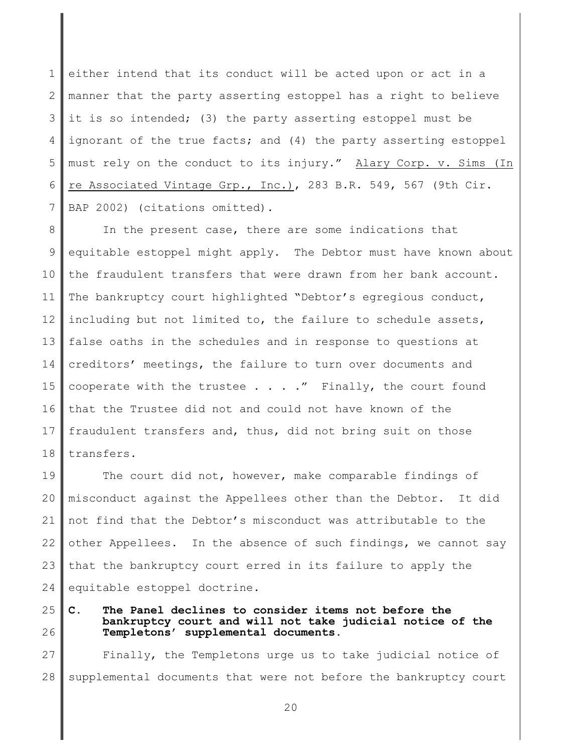either intend that its conduct will be acted upon or act in a manner that the party asserting estoppel has a right to believe it is so intended; (3) the party asserting estoppel must be ignorant of the true facts; and (4) the party asserting estoppel must rely on the conduct to its injury." Alary Corp. v. Sims (In re Associated Vintage Grp., Inc.), 283 B.R. 549, 567 (9th Cir. BAP 2002) (citations omitted).

In the present case, there are some indications that equitable estoppel might apply. The Debtor must have known about the fraudulent transfers that were drawn from her bank account. The bankruptcy court highlighted "Debtor's egregious conduct, including but not limited to, the failure to schedule assets, false oaths in the schedules and in response to questions at creditors' meetings, the failure to turn over documents and cooperate with the trustee . . . ." Finally, the court found that the Trustee did not and could not have known of the fraudulent transfers and, thus, did not bring suit on those transfers.

The court did not, however, make comparable findings of misconduct against the Appellees other than the Debtor. It did not find that the Debtor's misconduct was attributable to the other Appellees. In the absence of such findings, we cannot say that the bankruptcy court erred in its failure to apply the equitable estoppel doctrine.

**C. The Panel declines to consider items not before the bankruptcy court and will not take judicial notice of the Templetons' supplemental documents.**

Finally, the Templetons urge us to take judicial notice of supplemental documents that were not before the bankruptcy court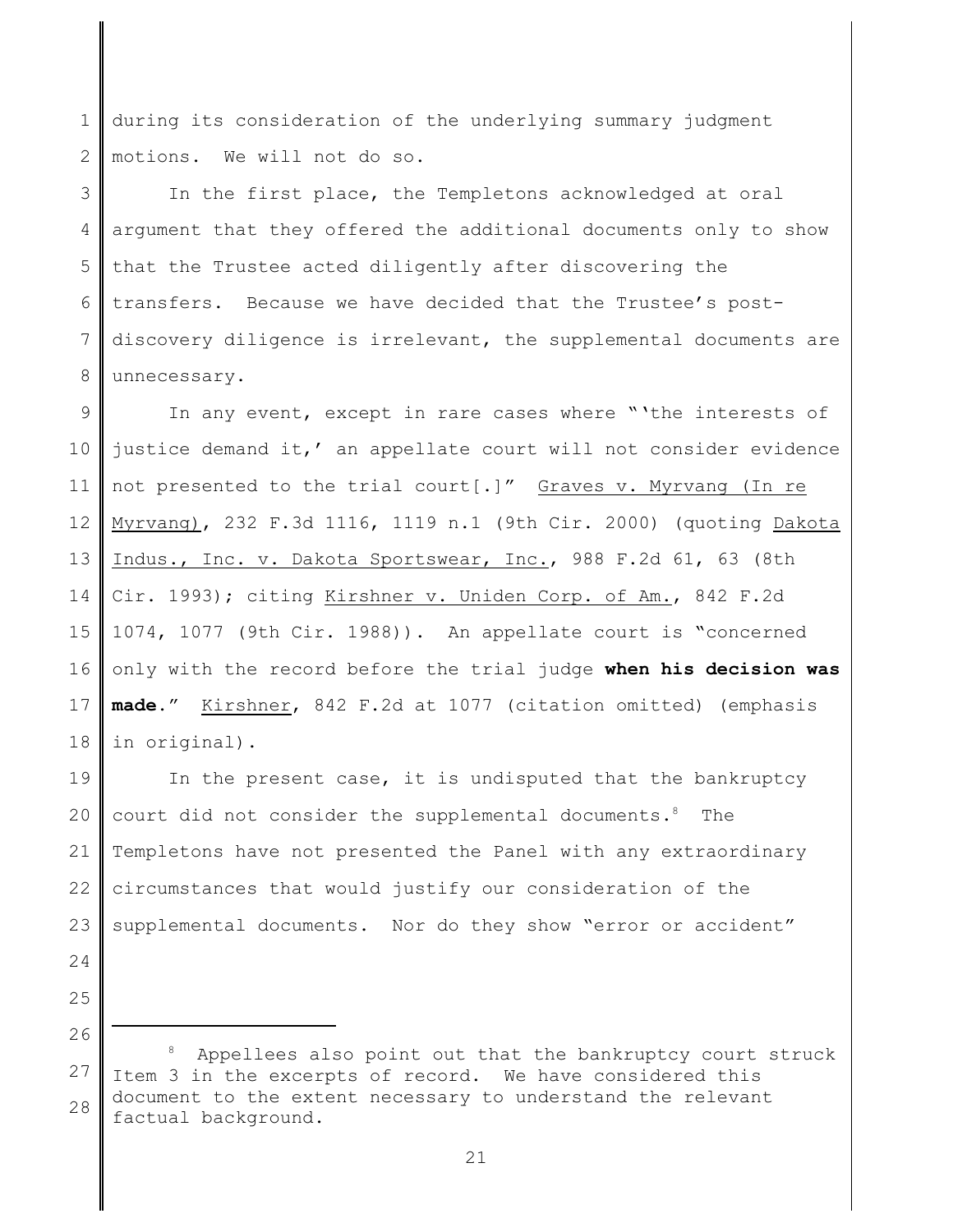during its consideration of the underlying summary judgment motions. We will not do so.

In the first place, the Templetons acknowledged at oral argument that they offered the additional documents only to show that the Trustee acted diligently after discovering the transfers. Because we have decided that the Trustee's post-discovery diligence is irrelevant, the supplemental documents are unnecessary.

In any event, except in rare cases where "'the interests of justice demand it,' an appellate court will not consider evidence not presented to the trial court[.]" Graves v. Myrvang (In re Myrvang), 232 F.3d 1116, 1119 n.1 (9th Cir. 2000) (quoting Dakota Indus., Inc. v. Dakota Sportswear, Inc., 988 F.2d 61, 63 (8th Cir. 1993); citing Kirshner v. Uniden Corp. of Am., 842 F.2d 1074, 1077 (9th Cir. 1988)). An appellate court is "concerned only with the record before the trial judge **when his decision was made**." Kirshner, 842 F.2d at 1077 (citation omitted) (emphasis in original).

In the present case, it is undisputed that the bankruptcy court did not consider the supplemental documents.[8] The Templetons have not presented the Panel with any extraordinary circumstances that would justify our consideration of the supplemental documents. Nor do they show "error or accident"

---

[8] Appellees also point out that the bankruptcy court struck Item 3 in the excerpts of record. We have considered this document to the extent necessary to understand the relevant factual background.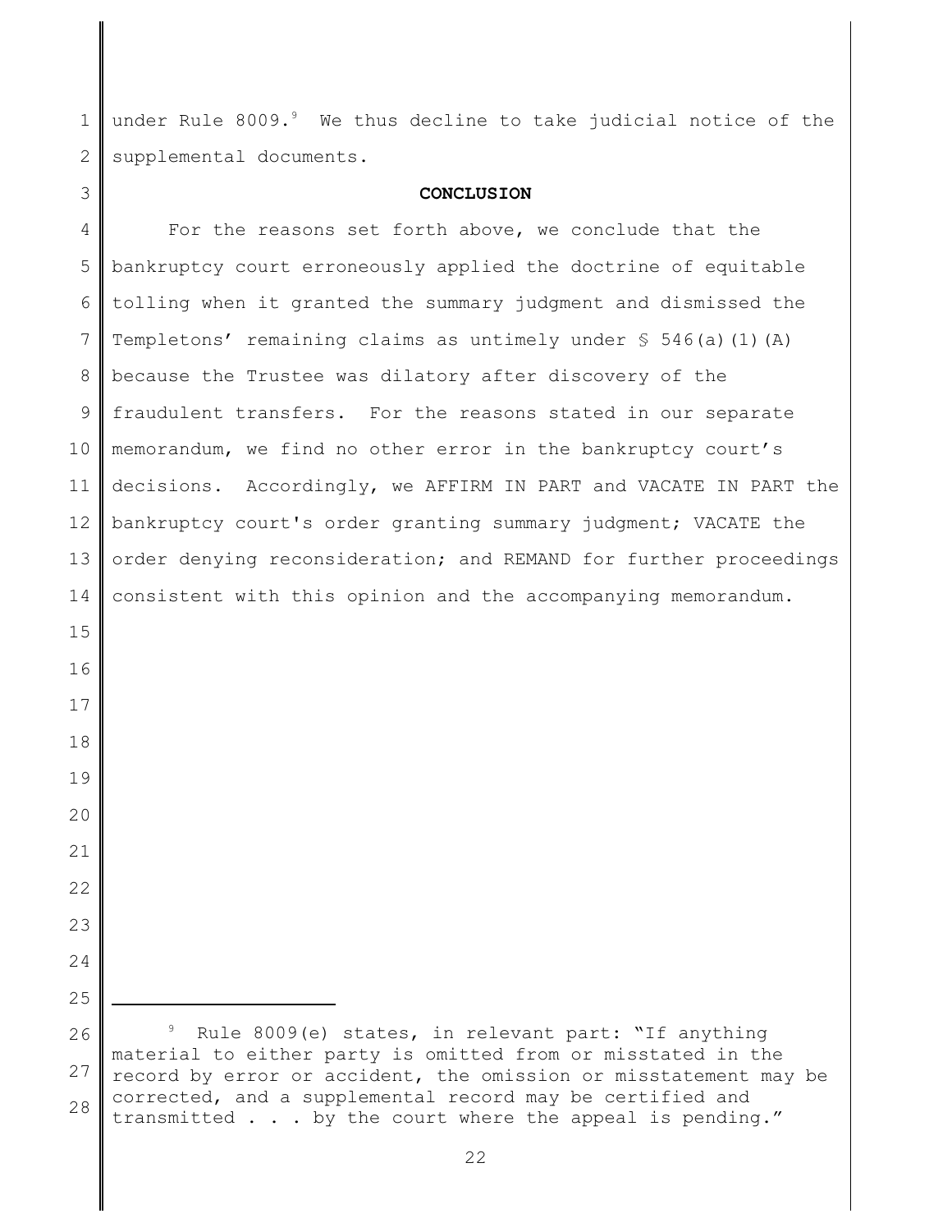under Rule 8009.[9] We thus decline to take judicial notice of the supplemental documents.

**CONCLUSION**

For the reasons set forth above, we conclude that the bankruptcy court erroneously applied the doctrine of equitable tolling when it granted the summary judgment and dismissed the Templetons' remaining claims as untimely under § 546(a)(1)(A) because the Trustee was dilatory after discovery of the fraudulent transfers. For the reasons stated in our separate memorandum, we find no other error in the bankruptcy court's decisions. Accordingly, we AFFIRM IN PART and VACATE IN PART the bankruptcy court's order granting summary judgment; VACATE the order denying reconsideration; and REMAND for further proceedings consistent with this opinion and the accompanying memorandum.

[9] Rule 8009(e) states, in relevant part: "If anything material to either party is omitted from or misstated in the record by error or accident, the omission or misstatement may be corrected, and a supplemental record may be certified and transmitted . . . by the court where the appeal is pending."